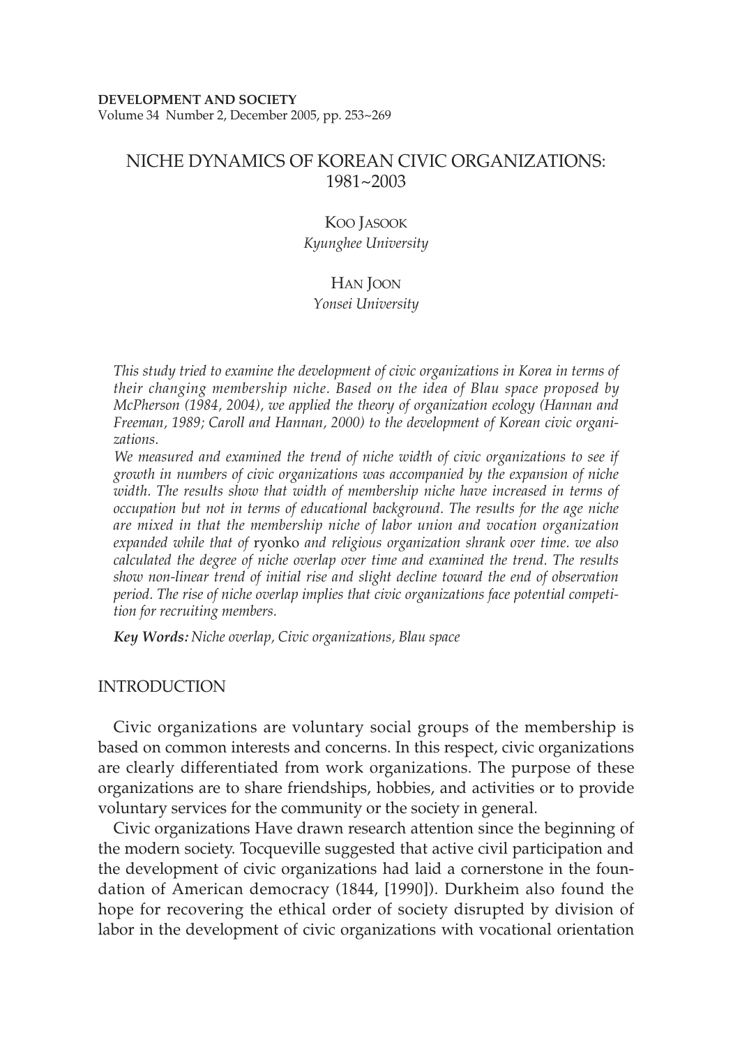**DEVELOPMENT AND SOCIETY**
Volume 34 Number 2, December 2005, pp. 253~269

# NICHE DYNAMICS OF KOREAN CIVIC ORGANIZATIONS: 1981~2003

KOO JASOOK
*Kyunghee University*

HAN JOON
*Yonsei University*

*This study tried to examine the development of civic organizations in Korea in terms of their changing membership niche. Based on the idea of Blau space proposed by McPherson (1984, 2004), we applied the theory of organization ecology (Hannan and Freeman, 1989; Caroll and Hannan, 2000) to the development of Korean civic organizations.*

*We measured and examined the trend of niche width of civic organizations to see if growth in numbers of civic organizations was accompanied by the expansion of niche width. The results show that width of membership niche have increased in terms of occupation but not in terms of educational background. The results for the age niche are mixed in that the membership niche of labor union and vocation organization expanded while that of* ryonko *and religious organization shrank over time. we also calculated the degree of niche overlap over time and examined the trend. The results show non-linear trend of initial rise and slight decline toward the end of observation period. The rise of niche overlap implies that civic organizations face potential competition for recruiting members.*

***Key Words:*** *Niche overlap, Civic organizations, Blau space*

## INTRODUCTION

Civic organizations are voluntary social groups of the membership is based on common interests and concerns. In this respect, civic organizations are clearly differentiated from work organizations. The purpose of these organizations are to share friendships, hobbies, and activities or to provide voluntary services for the community or the society in general.

Civic organizations Have drawn research attention since the beginning of the modern society. Tocqueville suggested that active civil participation and the development of civic organizations had laid a cornerstone in the foundation of American democracy (1844, [1990]). Durkheim also found the hope for recovering the ethical order of society disrupted by division of labor in the development of civic organizations with vocational orientation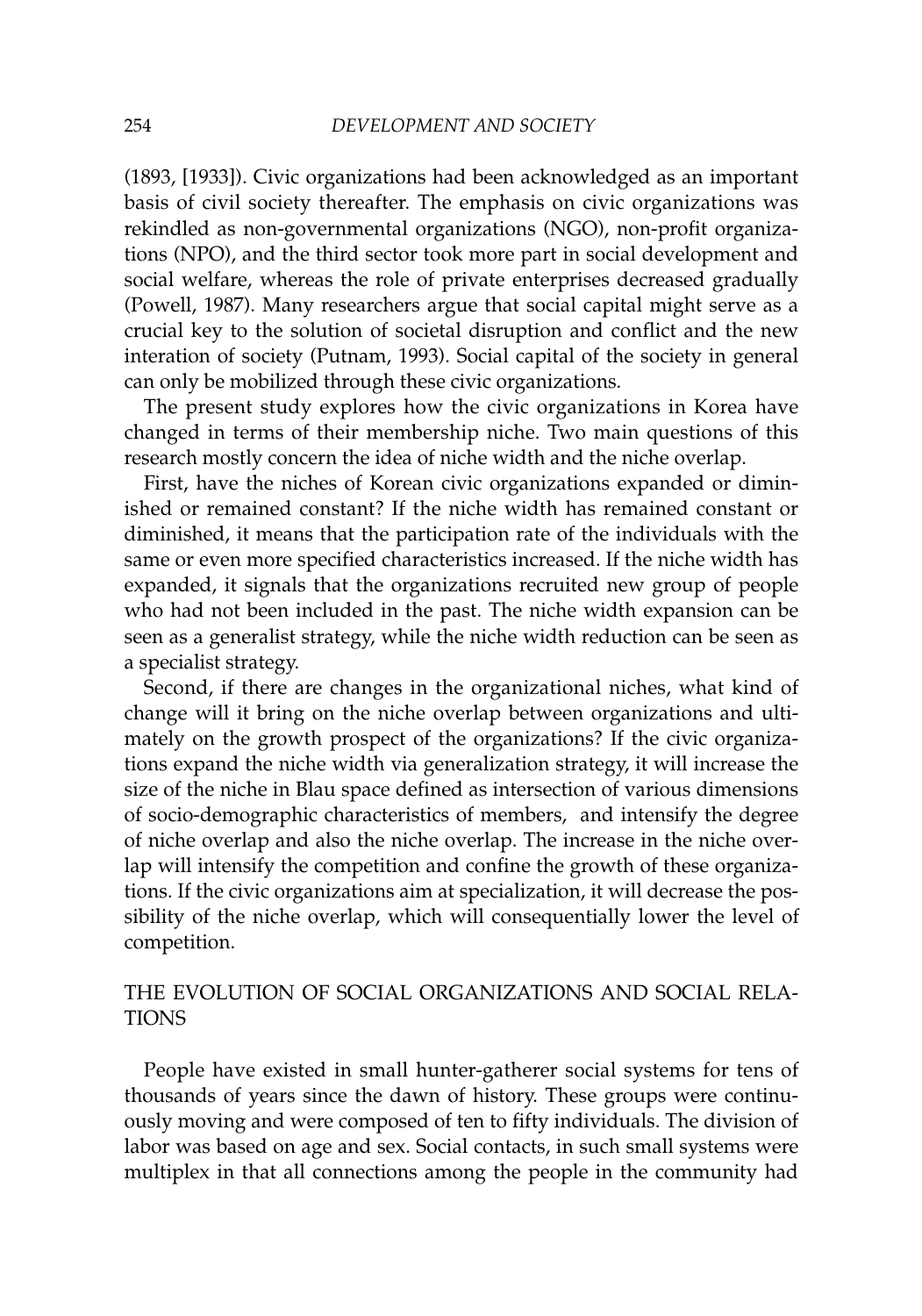(1893, [1933]). Civic organizations had been acknowledged as an important basis of civil society thereafter. The emphasis on civic organizations was rekindled as non-governmental organizations (NGO), non-profit organizations (NPO), and the third sector took more part in social development and social welfare, whereas the role of private enterprises decreased gradually (Powell, 1987). Many researchers argue that social capital might serve as a crucial key to the solution of societal disruption and conflict and the new interation of society (Putnam, 1993). Social capital of the society in general can only be mobilized through these civic organizations.

The present study explores how the civic organizations in Korea have changed in terms of their membership niche. Two main questions of this research mostly concern the idea of niche width and the niche overlap.

First, have the niches of Korean civic organizations expanded or diminished or remained constant? If the niche width has remained constant or diminished, it means that the participation rate of the individuals with the same or even more specified characteristics increased. If the niche width has expanded, it signals that the organizations recruited new group of people who had not been included in the past. The niche width expansion can be seen as a generalist strategy, while the niche width reduction can be seen as a specialist strategy.

Second, if there are changes in the organizational niches, what kind of change will it bring on the niche overlap between organizations and ultimately on the growth prospect of the organizations? If the civic organizations expand the niche width via generalization strategy, it will increase the size of the niche in Blau space defined as intersection of various dimensions of socio-demographic characteristics of members, and intensify the degree of niche overlap and also the niche overlap. The increase in the niche overlap will intensify the competition and confine the growth of these organizations. If the civic organizations aim at specialization, it will decrease the possibility of the niche overlap, which will consequentially lower the level of competition.

## THE EVOLUTION OF SOCIAL ORGANIZATIONS AND SOCIAL RELATIONS

People have existed in small hunter-gatherer social systems for tens of thousands of years since the dawn of history. These groups were continuously moving and were composed of ten to fifty individuals. The division of labor was based on age and sex. Social contacts, in such small systems were multiplex in that all connections among the people in the community had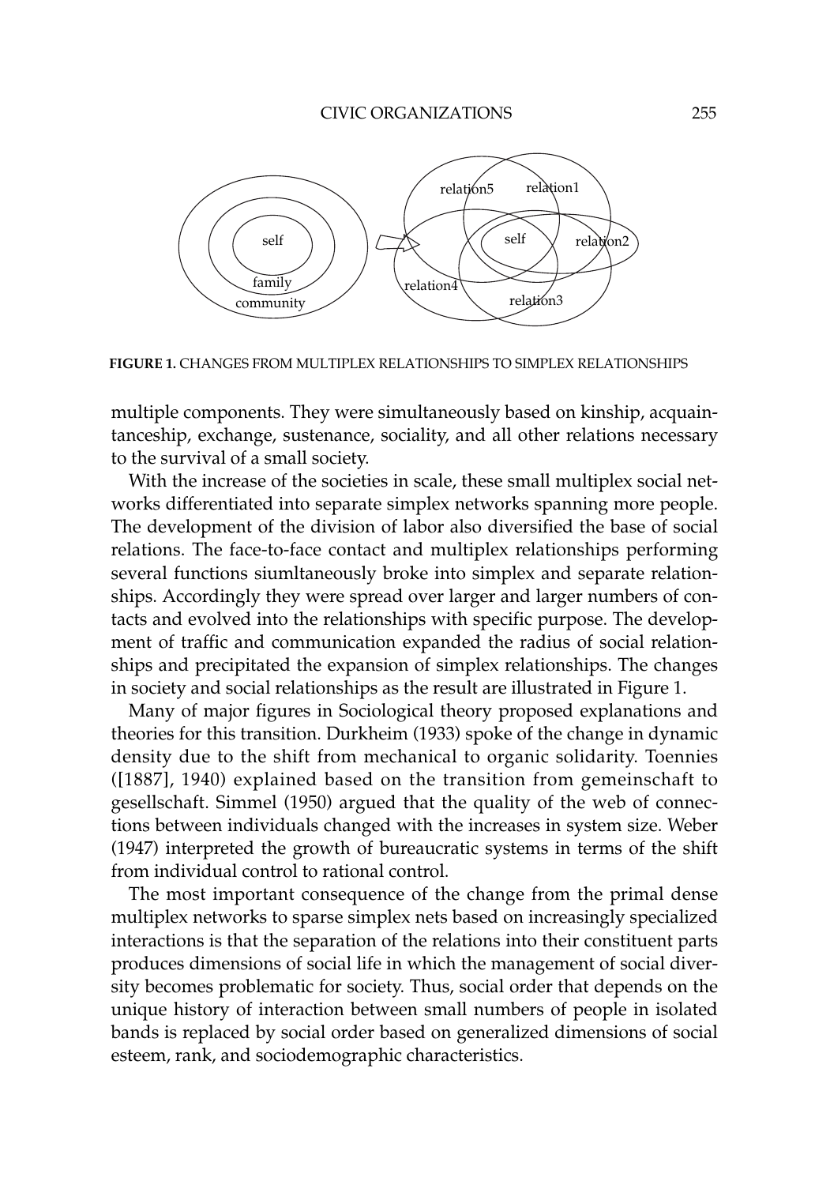FIGURE 1. CHANGES FROM MULTIPLEX RELATIONSHIPS TO SIMPLEX RELATIONSHIPS

multiple components. They were simultaneously based on kinship, acquaintanceship, exchange, sustenance, sociality, and all other relations necessary to the survival of a small society.

With the increase of the societies in scale, these small multiplex social networks differentiated into separate simplex networks spanning more people. The development of the division of labor also diversified the base of social relations. The face-to-face contact and multiplex relationships performing several functions siumltaneously broke into simplex and separate relationships. Accordingly they were spread over larger and larger numbers of contacts and evolved into the relationships with specific purpose. The development of traffic and communication expanded the radius of social relationships and precipitated the expansion of simplex relationships. The changes in society and social relationships as the result are illustrated in Figure 1.

Many of major figures in Sociological theory proposed explanations and theories for this transition. Durkheim (1933) spoke of the change in dynamic density due to the shift from mechanical to organic solidarity. Toennies ([1887], 1940) explained based on the transition from gemeinschaft to gesellschaft. Simmel (1950) argued that the quality of the web of connections between individuals changed with the increases in system size. Weber (1947) interpreted the growth of bureaucratic systems in terms of the shift from individual control to rational control.

The most important consequence of the change from the primal dense multiplex networks to sparse simplex nets based on increasingly specialized interactions is that the separation of the relations into their constituent parts produces dimensions of social life in which the management of social diversity becomes problematic for society. Thus, social order that depends on the unique history of interaction between small numbers of people in isolated bands is replaced by social order based on generalized dimensions of social esteem, rank, and sociodemographic characteristics.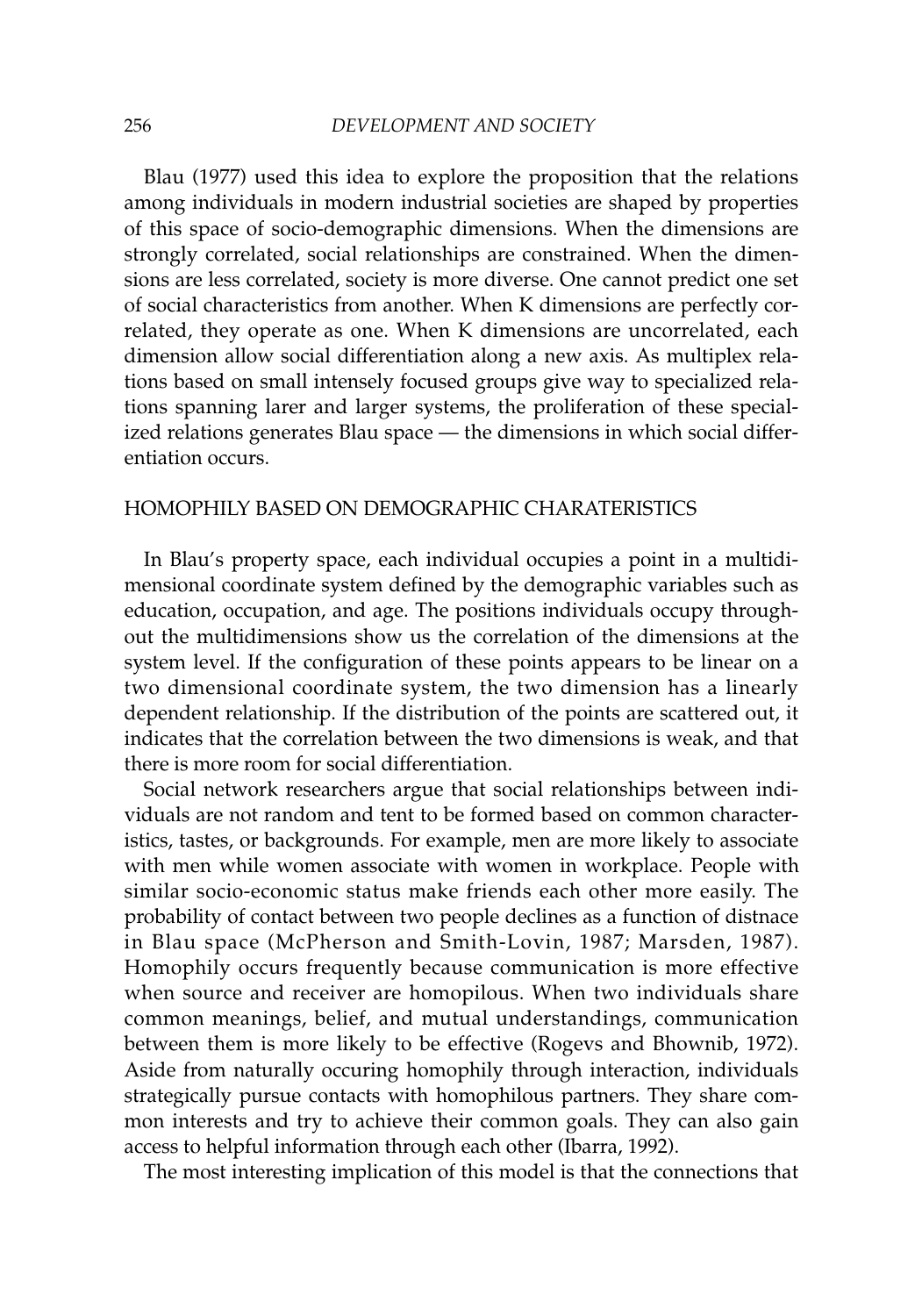Blau (1977) used this idea to explore the proposition that the relations among individuals in modern industrial societies are shaped by properties of this space of socio-demographic dimensions. When the dimensions are strongly correlated, social relationships are constrained. When the dimensions are less correlated, society is more diverse. One cannot predict one set of social characteristics from another. When K dimensions are perfectly correlated, they operate as one. When K dimensions are uncorrelated, each dimension allow social differentiation along a new axis. As multiplex relations based on small intensely focused groups give way to specialized relations spanning larer and larger systems, the proliferation of these specialized relations generates Blau space — the dimensions in which social differentiation occurs.

## HOMOPHILY BASED ON DEMOGRAPHIC CHARATERISTICS

In Blau's property space, each individual occupies a point in a multidimensional coordinate system defined by the demographic variables such as education, occupation, and age. The positions individuals occupy throughout the multidimensions show us the correlation of the dimensions at the system level. If the configuration of these points appears to be linear on a two dimensional coordinate system, the two dimension has a linearly dependent relationship. If the distribution of the points are scattered out, it indicates that the correlation between the two dimensions is weak, and that there is more room for social differentiation.

Social network researchers argue that social relationships between individuals are not random and tent to be formed based on common characteristics, tastes, or backgrounds. For example, men are more likely to associate with men while women associate with women in workplace. People with similar socio-economic status make friends each other more easily. The probability of contact between two people declines as a function of distnace in Blau space (McPherson and Smith-Lovin, 1987; Marsden, 1987). Homophily occurs frequently because communication is more effective when source and receiver are homopilous. When two individuals share common meanings, belief, and mutual understandings, communication between them is more likely to be effective (Rogevs and Bhownib, 1972). Aside from naturally occuring homophily through interaction, individuals strategically pursue contacts with homophilous partners. They share common interests and try to achieve their common goals. They can also gain access to helpful information through each other (Ibarra, 1992).

The most interesting implication of this model is that the connections that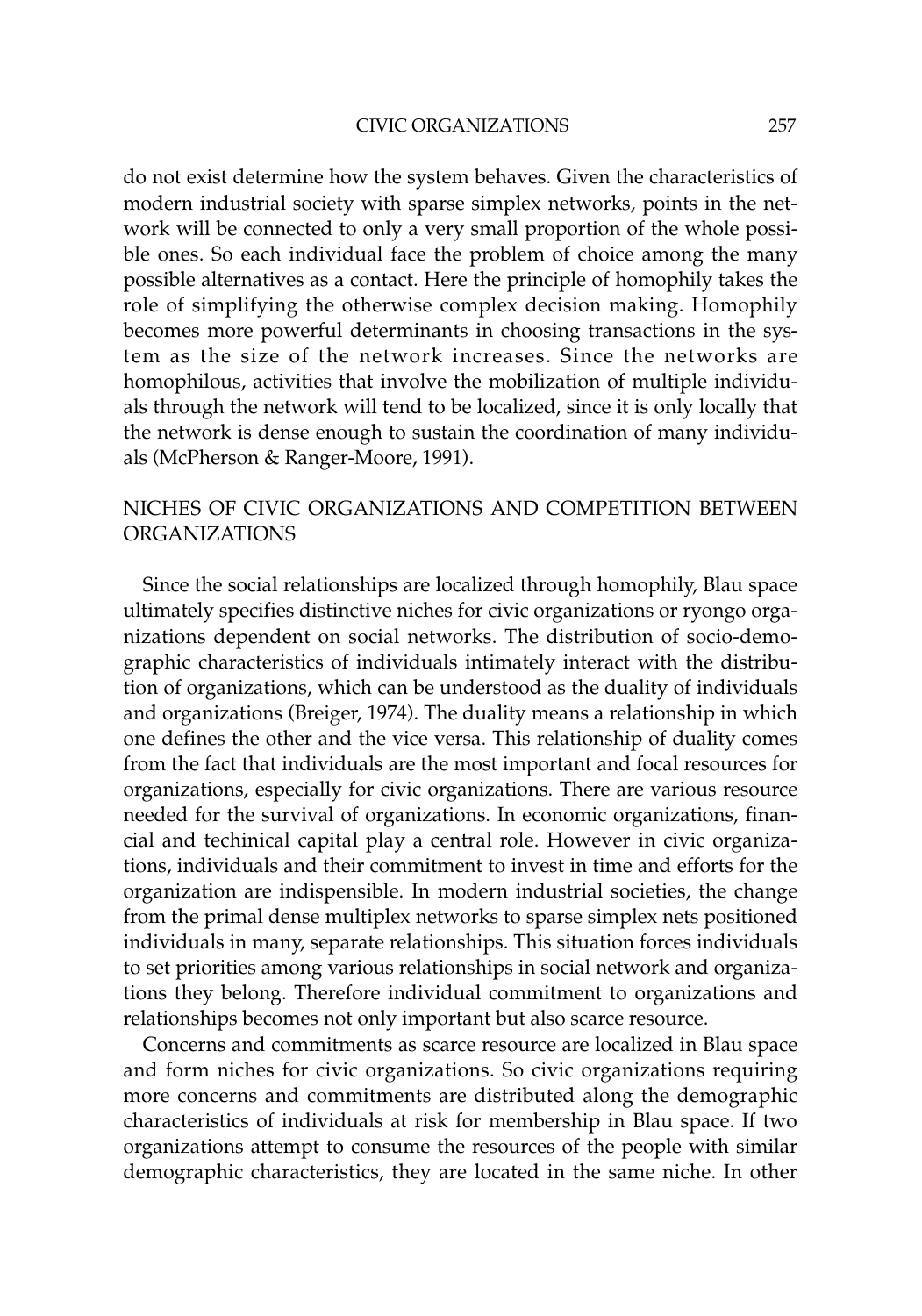do not exist determine how the system behaves. Given the characteristics of modern industrial society with sparse simplex networks, points in the network will be connected to only a very small proportion of the whole possible ones. So each individual face the problem of choice among the many possible alternatives as a contact. Here the principle of homophily takes the role of simplifying the otherwise complex decision making. Homophily becomes more powerful determinants in choosing transactions in the system as the size of the network increases. Since the networks are homophilous, activities that involve the mobilization of multiple individuals through the network will tend to be localized, since it is only locally that the network is dense enough to sustain the coordination of many individuals (McPherson & Ranger-Moore, 1991).

## NICHES OF CIVIC ORGANIZATIONS AND COMPETITION BETWEEN ORGANIZATIONS

Since the social relationships are localized through homophily, Blau space ultimately specifies distinctive niches for civic organizations or ryongo organizations dependent on social networks. The distribution of socio-demographic characteristics of individuals intimately interact with the distribution of organizations, which can be understood as the duality of individuals and organizations (Breiger, 1974). The duality means a relationship in which one defines the other and the vice versa. This relationship of duality comes from the fact that individuals are the most important and focal resources for organizations, especially for civic organizations. There are various resource needed for the survival of organizations. In economic organizations, financial and techinical capital play a central role. However in civic organizations, individuals and their commitment to invest in time and efforts for the organization are indispensible. In modern industrial societies, the change from the primal dense multiplex networks to sparse simplex nets positioned individuals in many, separate relationships. This situation forces individuals to set priorities among various relationships in social network and organizations they belong. Therefore individual commitment to organizations and relationships becomes not only important but also scarce resource.

Concerns and commitments as scarce resource are localized in Blau space and form niches for civic organizations. So civic organizations requiring more concerns and commitments are distributed along the demographic characteristics of individuals at risk for membership in Blau space. If two organizations attempt to consume the resources of the people with similar demographic characteristics, they are located in the same niche. In other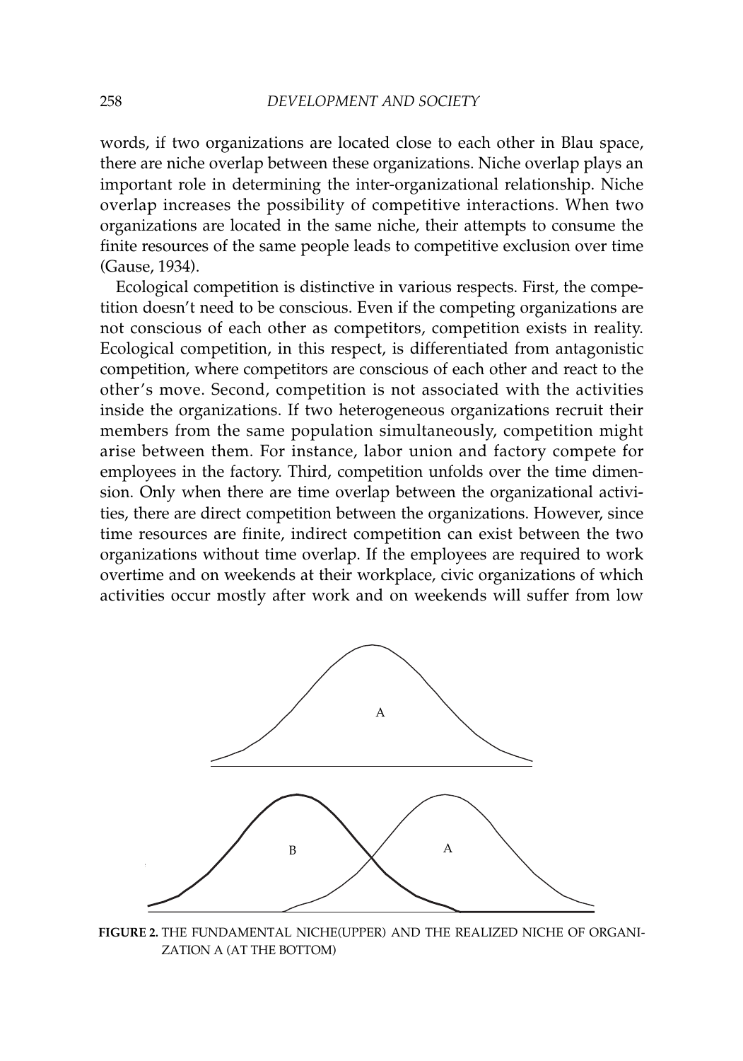words, if two organizations are located close to each other in Blau space, there are niche overlap between these organizations. Niche overlap plays an important role in determining the inter-organizational relationship. Niche overlap increases the possibility of competitive interactions. When two organizations are located in the same niche, their attempts to consume the finite resources of the same people leads to competitive exclusion over time (Gause, 1934).

Ecological competition is distinctive in various respects. First, the competition doesn't need to be conscious. Even if the competing organizations are not conscious of each other as competitors, competition exists in reality. Ecological competition, in this respect, is differentiated from antagonistic competition, where competitors are conscious of each other and react to the other's move. Second, competition is not associated with the activities inside the organizations. If two heterogeneous organizations recruit their members from the same population simultaneously, competition might arise between them. For instance, labor union and factory compete for employees in the factory. Third, competition unfolds over the time dimension. Only when there are time overlap between the organizational activities, there are direct competition between the organizations. However, since time resources are finite, indirect competition can exist between the two organizations without time overlap. If the employees are required to work overtime and on weekends at their workplace, civic organizations of which activities occur mostly after work and on weekends will suffer from low

**FIGURE 2.** THE FUNDAMENTAL NICHE(UPPER) AND THE REALIZED NICHE OF ORGANIZATION A (AT THE BOTTOM)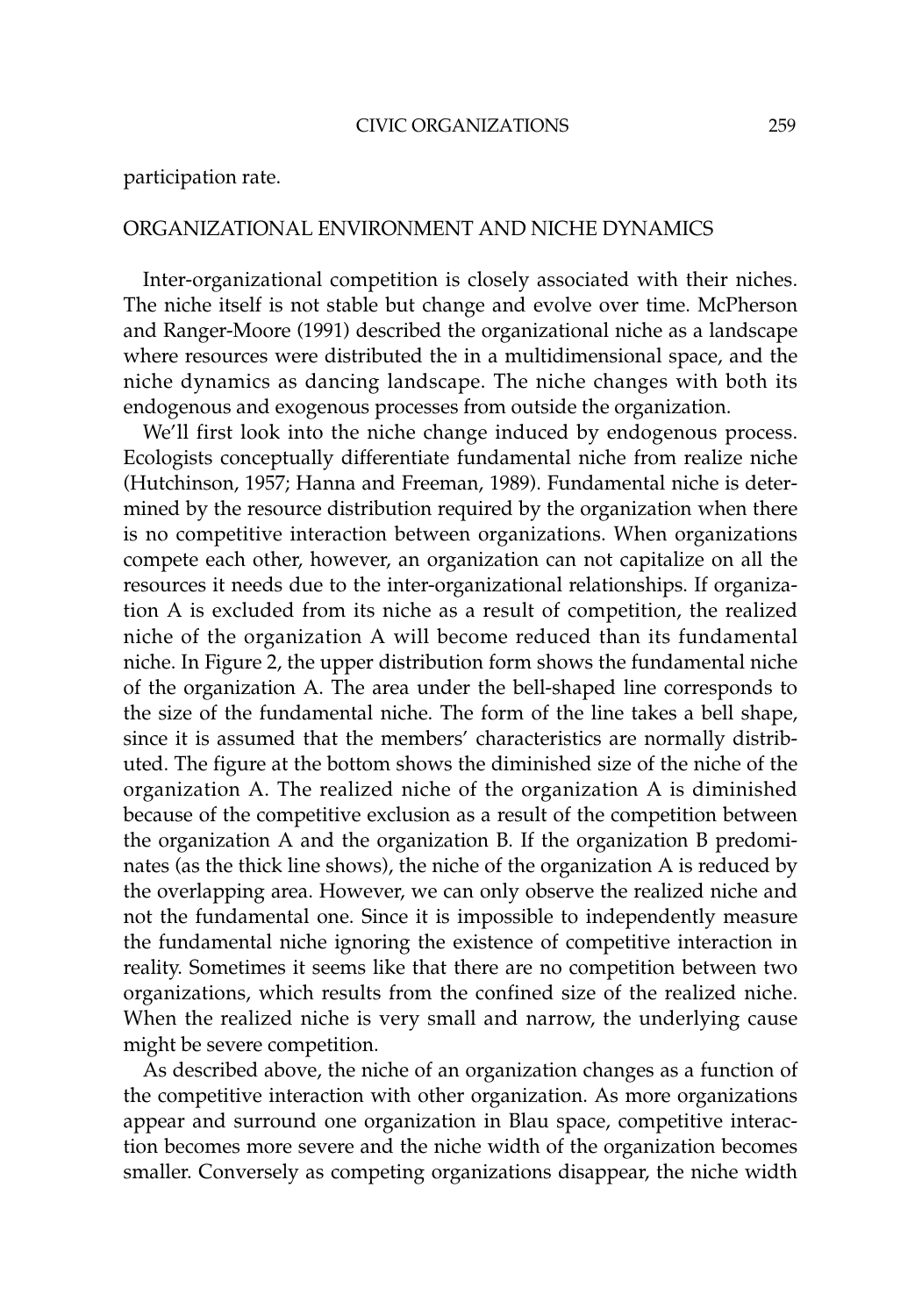participation rate.

## ORGANIZATIONAL ENVIRONMENT AND NICHE DYNAMICS

Inter-organizational competition is closely associated with their niches. The niche itself is not stable but change and evolve over time. McPherson and Ranger-Moore (1991) described the organizational niche as a landscape where resources were distributed the in a multidimensional space, and the niche dynamics as dancing landscape. The niche changes with both its endogenous and exogenous processes from outside the organization.

We'll first look into the niche change induced by endogenous process. Ecologists conceptually differentiate fundamental niche from realize niche (Hutchinson, 1957; Hanna and Freeman, 1989). Fundamental niche is determined by the resource distribution required by the organization when there is no competitive interaction between organizations. When organizations compete each other, however, an organization can not capitalize on all the resources it needs due to the inter-organizational relationships. If organization A is excluded from its niche as a result of competition, the realized niche of the organization A will become reduced than its fundamental niche. In Figure 2, the upper distribution form shows the fundamental niche of the organization A. The area under the bell-shaped line corresponds to the size of the fundamental niche. The form of the line takes a bell shape, since it is assumed that the members' characteristics are normally distributed. The figure at the bottom shows the diminished size of the niche of the organization A. The realized niche of the organization A is diminished because of the competitive exclusion as a result of the competition between the organization A and the organization B. If the organization B predominates (as the thick line shows), the niche of the organization A is reduced by the overlapping area. However, we can only observe the realized niche and not the fundamental one. Since it is impossible to independently measure the fundamental niche ignoring the existence of competitive interaction in reality. Sometimes it seems like that there are no competition between two organizations, which results from the confined size of the realized niche. When the realized niche is very small and narrow, the underlying cause might be severe competition.

As described above, the niche of an organization changes as a function of the competitive interaction with other organization. As more organizations appear and surround one organization in Blau space, competitive interaction becomes more severe and the niche width of the organization becomes smaller. Conversely as competing organizations disappear, the niche width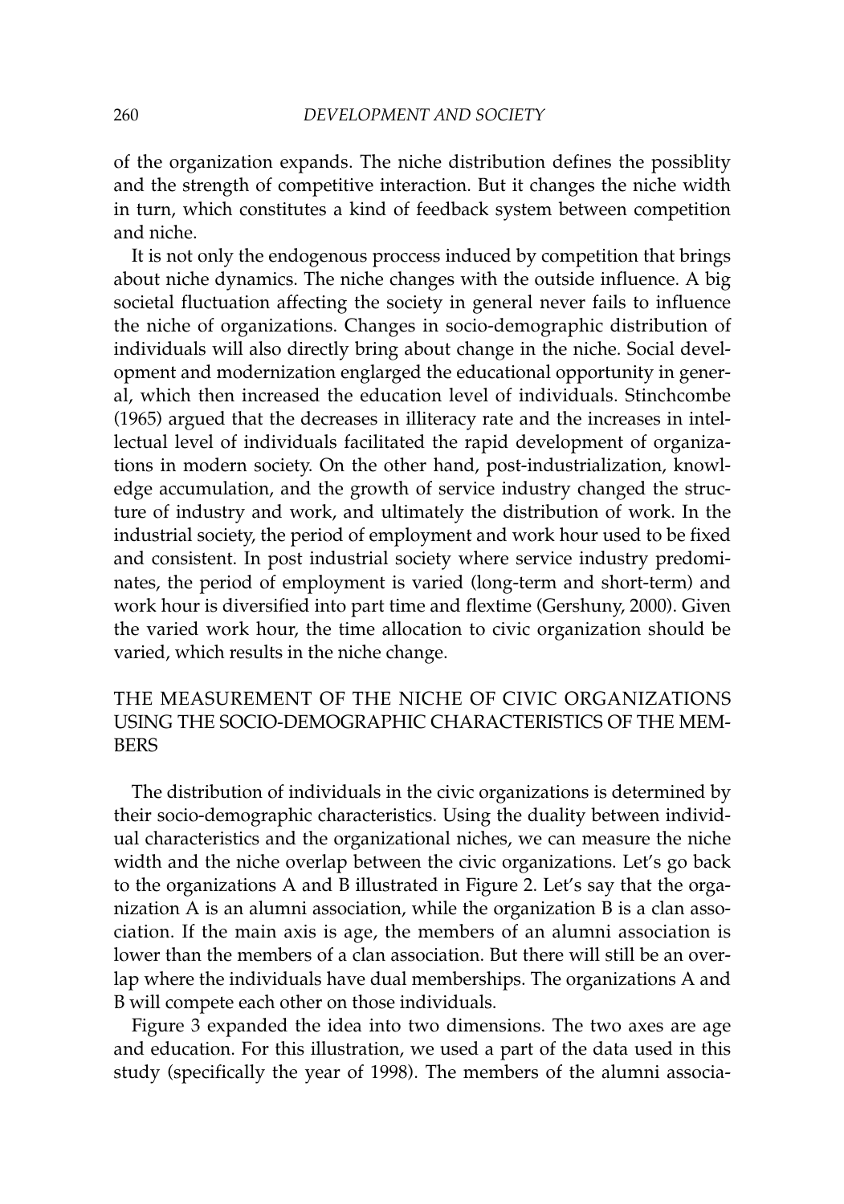of the organization expands. The niche distribution defines the possiblity and the strength of competitive interaction. But it changes the niche width in turn, which constitutes a kind of feedback system between competition and niche.

It is not only the endogenous proccess induced by competition that brings about niche dynamics. The niche changes with the outside influence. A big societal fluctuation affecting the society in general never fails to influence the niche of organizations. Changes in socio-demographic distribution of individuals will also directly bring about change in the niche. Social development and modernization englarged the educational opportunity in general, which then increased the education level of individuals. Stinchcombe (1965) argued that the decreases in illiteracy rate and the increases in intellectual level of individuals facilitated the rapid development of organizations in modern society. On the other hand, post-industrialization, knowledge accumulation, and the growth of service industry changed the structure of industry and work, and ultimately the distribution of work. In the industrial society, the period of employment and work hour used to be fixed and consistent. In post industrial society where service industry predominates, the period of employment is varied (long-term and short-term) and work hour is diversified into part time and flextime (Gershuny, 2000). Given the varied work hour, the time allocation to civic organization should be varied, which results in the niche change.

## THE MEASUREMENT OF THE NICHE OF CIVIC ORGANIZATIONS USING THE SOCIO-DEMOGRAPHIC CHARACTERISTICS OF THE MEMBERS

The distribution of individuals in the civic organizations is determined by their socio-demographic characteristics. Using the duality between individual characteristics and the organizational niches, we can measure the niche width and the niche overlap between the civic organizations. Let's go back to the organizations A and B illustrated in Figure 2. Let's say that the organization A is an alumni association, while the organization B is a clan association. If the main axis is age, the members of an alumni association is lower than the members of a clan association. But there will still be an overlap where the individuals have dual memberships. The organizations A and B will compete each other on those individuals.

Figure 3 expanded the idea into two dimensions. The two axes are age and education. For this illustration, we used a part of the data used in this study (specifically the year of 1998). The members of the alumni associa-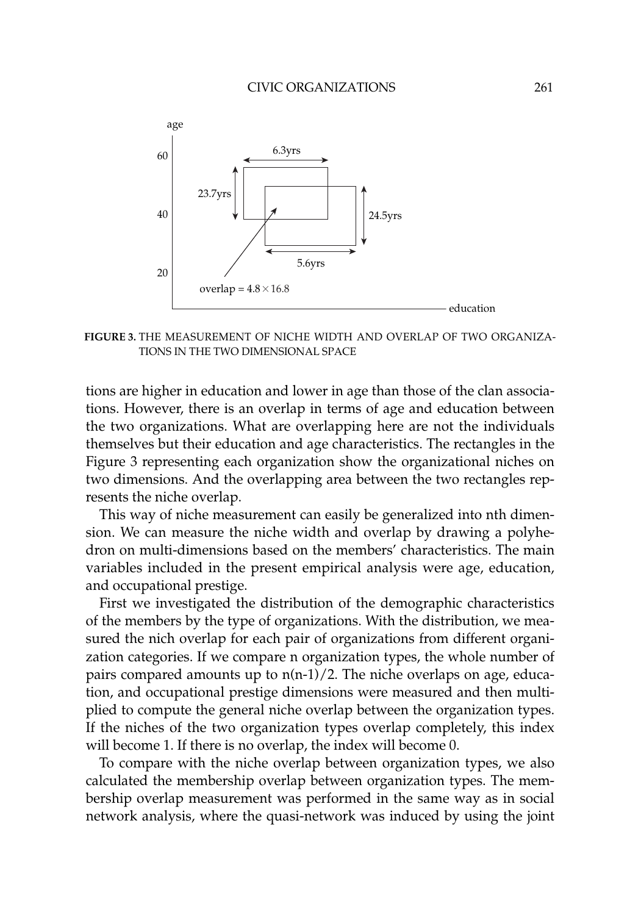**FIGURE 3.** THE MEASUREMENT OF NICHE WIDTH AND OVERLAP OF TWO ORGANIZATIONS IN THE TWO DIMENSIONAL SPACE

tions are higher in education and lower in age than those of the clan associations. However, there is an overlap in terms of age and education between the two organizations. What are overlapping here are not the individuals themselves but their education and age characteristics. The rectangles in the Figure 3 representing each organization show the organizational niches on two dimensions. And the overlapping area between the two rectangles represents the niche overlap.

This way of niche measurement can easily be generalized into nth dimension. We can measure the niche width and overlap by drawing a polyhedron on multi-dimensions based on the members' characteristics. The main variables included in the present empirical analysis were age, education, and occupational prestige.

First we investigated the distribution of the demographic characteristics of the members by the type of organizations. With the distribution, we measured the nich overlap for each pair of organizations from different organization categories. If we compare n organization types, the whole number of pairs compared amounts up to $n(n-1)/2$. The niche overlaps on age, education, and occupational prestige dimensions were measured and then multiplied to compute the general niche overlap between the organization types. If the niches of the two organization types overlap completely, this index will become 1. If there is no overlap, the index will become 0.

To compare with the niche overlap between organization types, we also calculated the membership overlap between organization types. The membership overlap measurement was performed in the same way as in social network analysis, where the quasi-network was induced by using the joint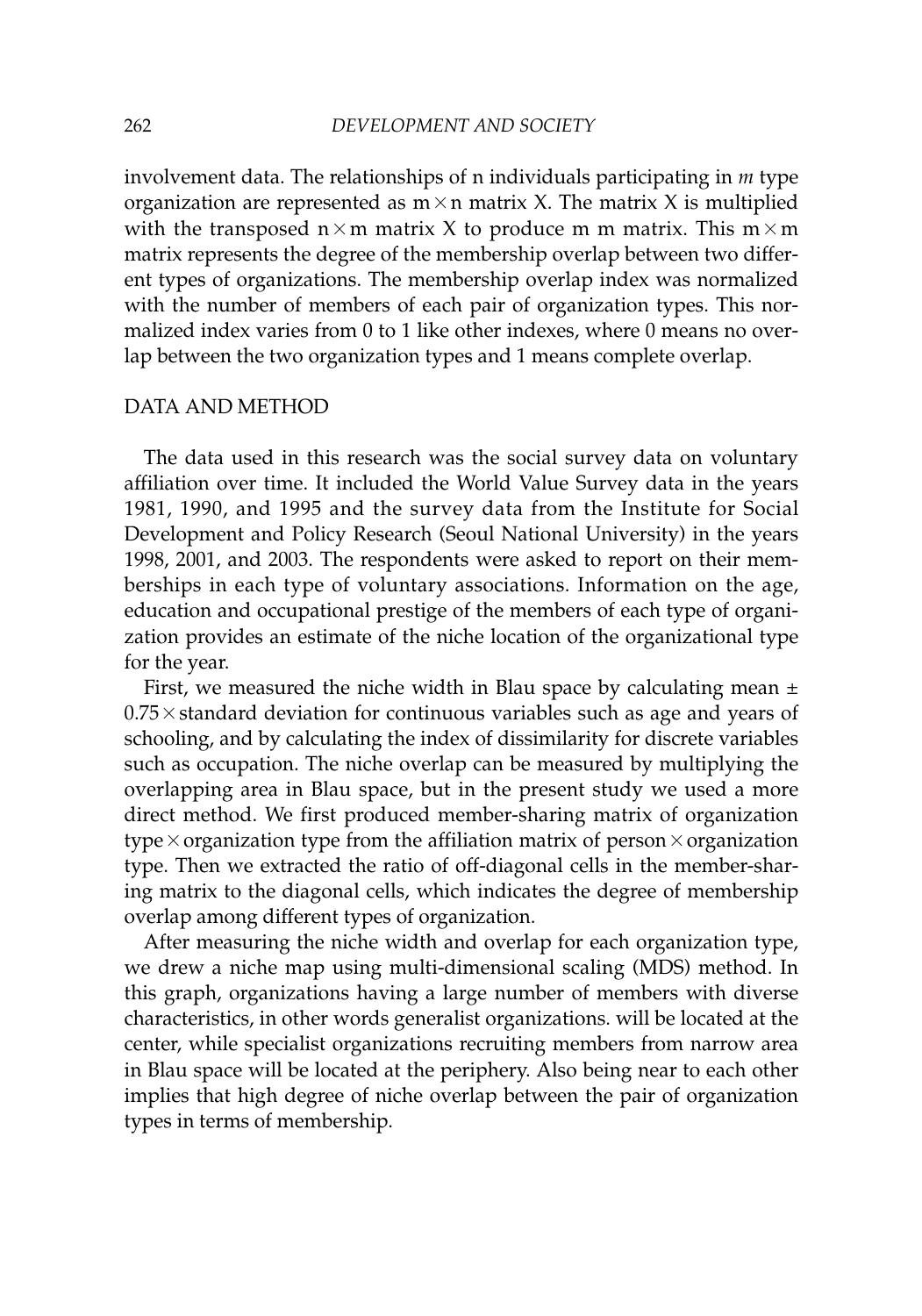involvement data. The relationships of n individuals participating in *m* type organization are represented as $m \times n$ matrix X. The matrix X is multiplied with the transposed $n \times m$ matrix X to produce m m matrix. This $m \times m$ matrix represents the degree of the membership overlap between two different types of organizations. The membership overlap index was normalized with the number of members of each pair of organization types. This normalized index varies from 0 to 1 like other indexes, where 0 means no overlap between the two organization types and 1 means complete overlap.

## DATA AND METHOD

The data used in this research was the social survey data on voluntary affiliation over time. It included the World Value Survey data in the years 1981, 1990, and 1995 and the survey data from the Institute for Social Development and Policy Research (Seoul National University) in the years 1998, 2001, and 2003. The respondents were asked to report on their memberships in each type of voluntary associations. Information on the age, education and occupational prestige of the members of each type of organization provides an estimate of the niche location of the organizational type for the year.

First, we measured the niche width in Blau space by calculating mean $\pm$ $0.75 \times$ standard deviation for continuous variables such as age and years of schooling, and by calculating the index of dissimilarity for discrete variables such as occupation. The niche overlap can be measured by multiplying the overlapping area in Blau space, but in the present study we used a more direct method. We first produced member-sharing matrix of organization type $\times$ organization type from the affiliation matrix of person $\times$ organization type. Then we extracted the ratio of off-diagonal cells in the member-sharing matrix to the diagonal cells, which indicates the degree of membership overlap among different types of organization.

After measuring the niche width and overlap for each organization type, we drew a niche map using multi-dimensional scaling (MDS) method. In this graph, organizations having a large number of members with diverse characteristics, in other words generalist organizations. will be located at the center, while specialist organizations recruiting members from narrow area in Blau space will be located at the periphery. Also being near to each other implies that high degree of niche overlap between the pair of organization types in terms of membership.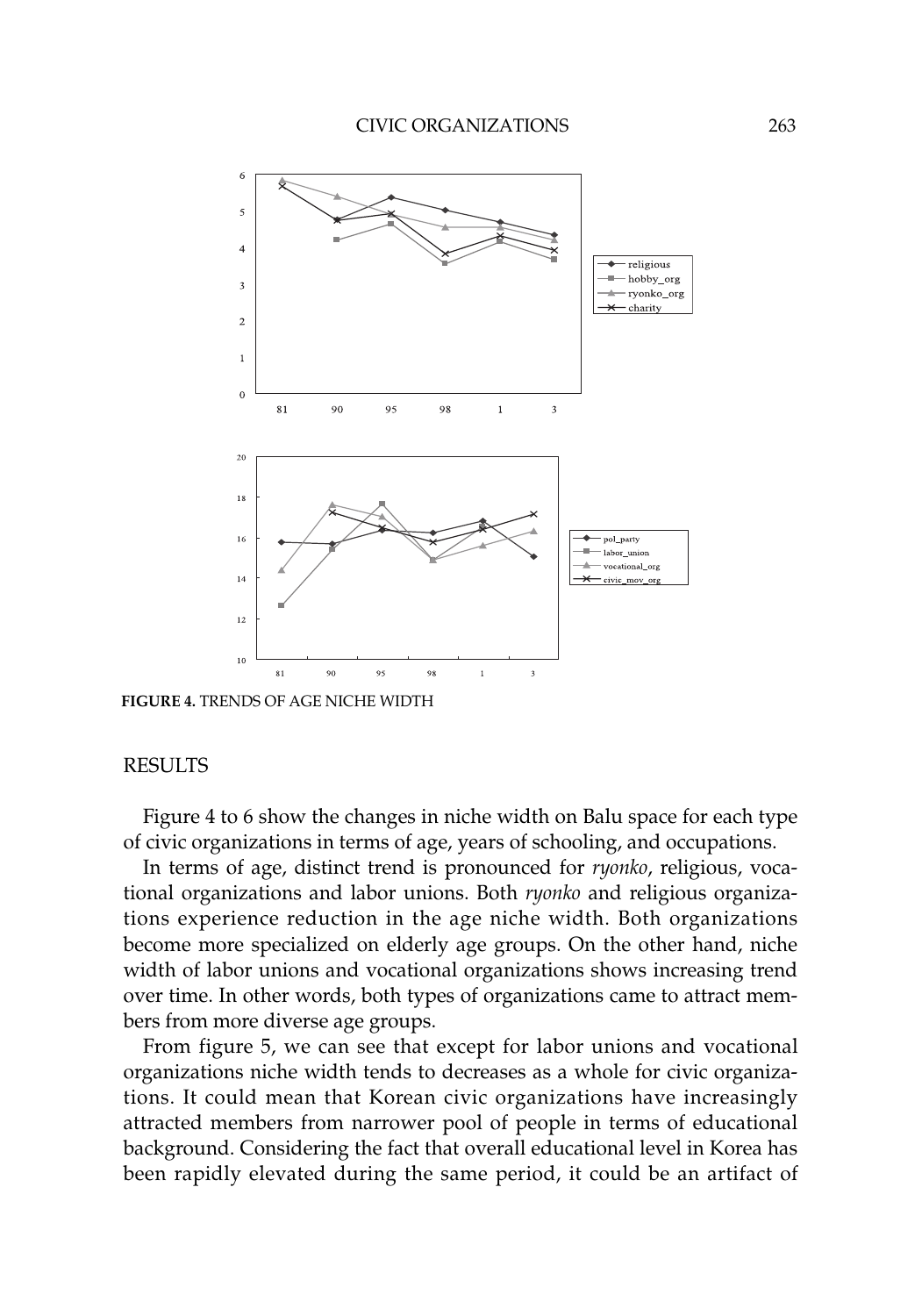FIGURE 4. TRENDS OF AGE NICHE WIDTH

## RESULTS

Figure 4 to 6 show the changes in niche width on Balu space for each type of civic organizations in terms of age, years of schooling, and occupations.

In terms of age, distinct trend is pronounced for *ryonko*, religious, vocational organizations and labor unions. Both *ryonko* and religious organizations experience reduction in the age niche width. Both organizations become more specialized on elderly age groups. On the other hand, niche width of labor unions and vocational organizations shows increasing trend over time. In other words, both types of organizations came to attract members from more diverse age groups.

From figure 5, we can see that except for labor unions and vocational organizations niche width tends to decreases as a whole for civic organizations. It could mean that Korean civic organizations have increasingly attracted members from narrower pool of people in terms of educational background. Considering the fact that overall educational level in Korea has been rapidly elevated during the same period, it could be an artifact of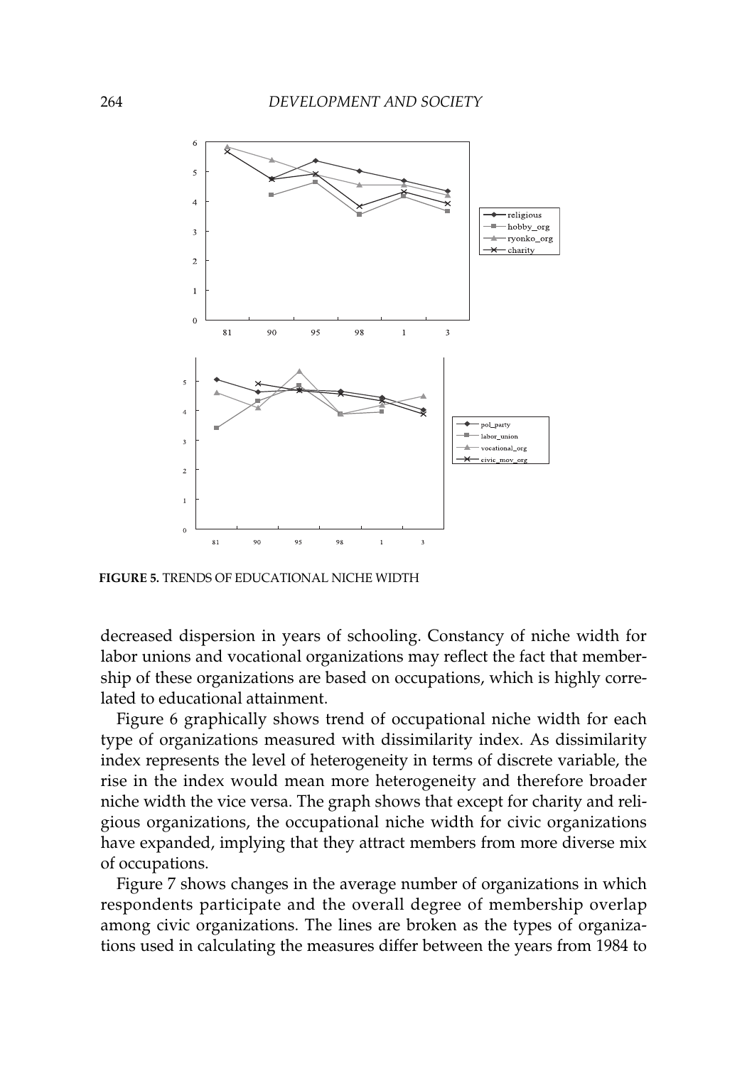FIGURE 5. TRENDS OF EDUCATIONAL NICHE WIDTH

decreased dispersion in years of schooling. Constancy of niche width for labor unions and vocational organizations may reflect the fact that membership of these organizations are based on occupations, which is highly correlated to educational attainment.

Figure 6 graphically shows trend of occupational niche width for each type of organizations measured with dissimilarity index. As dissimilarity index represents the level of heterogeneity in terms of discrete variable, the rise in the index would mean more heterogeneity and therefore broader niche width the vice versa. The graph shows that except for charity and religious organizations, the occupational niche width for civic organizations have expanded, implying that they attract members from more diverse mix of occupations.

Figure 7 shows changes in the average number of organizations in which respondents participate and the overall degree of membership overlap among civic organizations. The lines are broken as the types of organizations used in calculating the measures differ between the years from 1984 to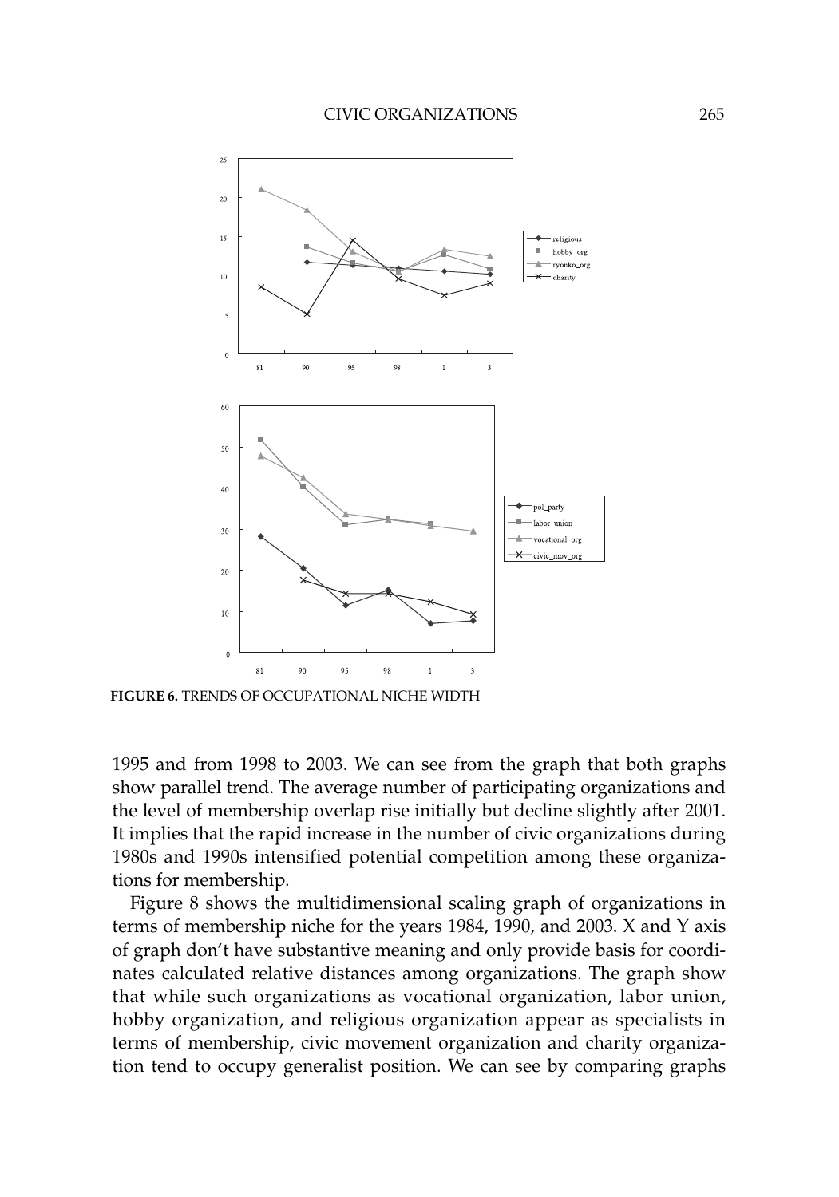FIGURE 6. TRENDS OF OCCUPATIONAL NICHE WIDTH

1995 and from 1998 to 2003. We can see from the graph that both graphs show parallel trend. The average number of participating organizations and the level of membership overlap rise initially but decline slightly after 2001. It implies that the rapid increase in the number of civic organizations during 1980s and 1990s intensified potential competition among these organizations for membership.

Figure 8 shows the multidimensional scaling graph of organizations in terms of membership niche for the years 1984, 1990, and 2003. X and Y axis of graph don't have substantive meaning and only provide basis for coordinates calculated relative distances among organizations. The graph show that while such organizations as vocational organization, labor union, hobby organization, and religious organization appear as specialists in terms of membership, civic movement organization and charity organization tend to occupy generalist position. We can see by comparing graphs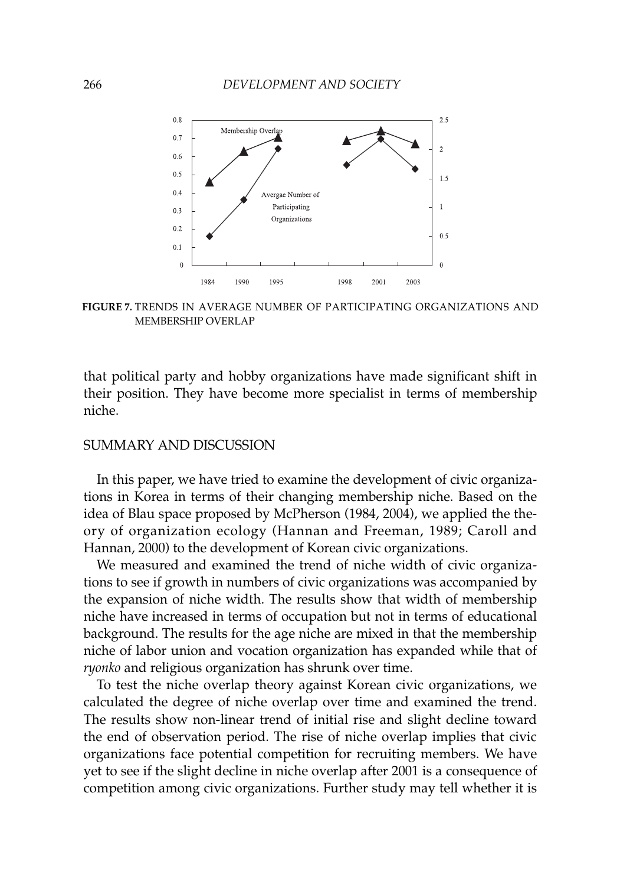**FIGURE 7.** TRENDS IN AVERAGE NUMBER OF PARTICIPATING ORGANIZATIONS AND MEMBERSHIP OVERLAP

that political party and hobby organizations have made significant shift in their position. They have become more specialist in terms of membership niche.

## SUMMARY AND DISCUSSION

In this paper, we have tried to examine the development of civic organizations in Korea in terms of their changing membership niche. Based on the idea of Blau space proposed by McPherson (1984, 2004), we applied the theory of organization ecology (Hannan and Freeman, 1989; Caroll and Hannan, 2000) to the development of Korean civic organizations.

We measured and examined the trend of niche width of civic organizations to see if growth in numbers of civic organizations was accompanied by the expansion of niche width. The results show that width of membership niche have increased in terms of occupation but not in terms of educational background. The results for the age niche are mixed in that the membership niche of labor union and vocation organization has expanded while that of *ryonko* and religious organization has shrunk over time.

To test the niche overlap theory against Korean civic organizations, we calculated the degree of niche overlap over time and examined the trend. The results show non-linear trend of initial rise and slight decline toward the end of observation period. The rise of niche overlap implies that civic organizations face potential competition for recruiting members. We have yet to see if the slight decline in niche overlap after 2001 is a consequence of competition among civic organizations. Further study may tell whether it is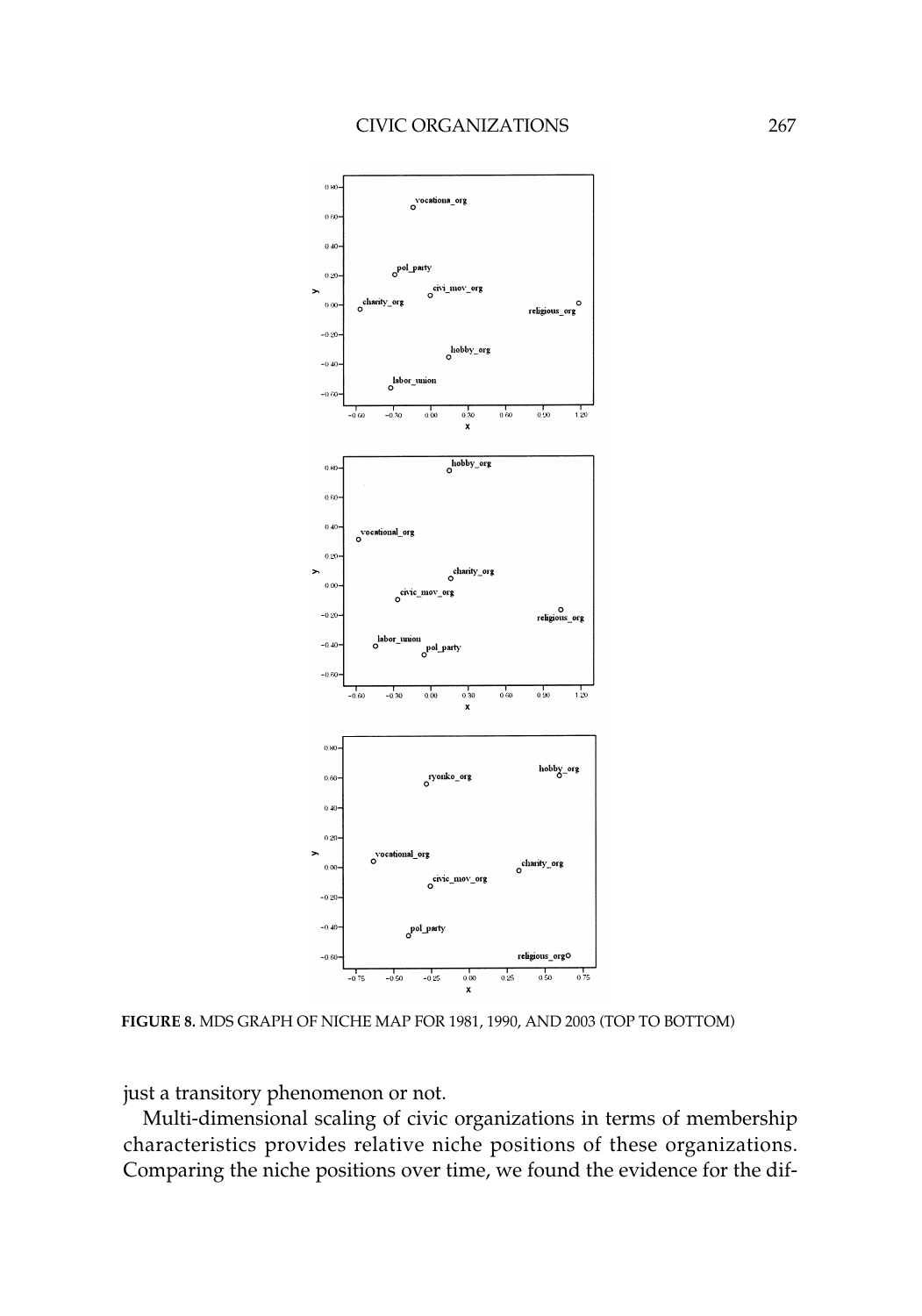FIGURE 8. MDS GRAPH OF NICHE MAP FOR 1981, 1990, AND 2003 (TOP TO BOTTOM)

just a transitory phenomenon or not.

Multi-dimensional scaling of civic organizations in terms of membership characteristics provides relative niche positions of these organizations. Comparing the niche positions over time, we found the evidence for the dif-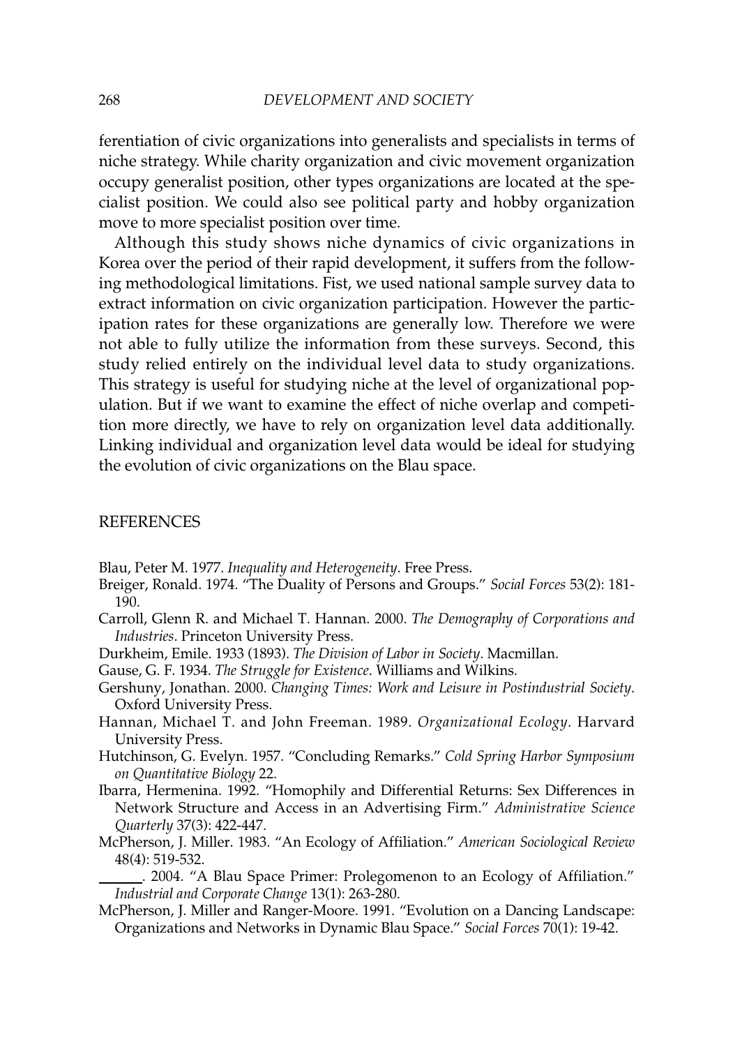ferentiation of civic organizations into generalists and specialists in terms of niche strategy. While charity organization and civic movement organization occupy generalist position, other types organizations are located at the specialist position. We could also see political party and hobby organization move to more specialist position over time.

Although this study shows niche dynamics of civic organizations in Korea over the period of their rapid development, it suffers from the following methodological limitations. Fist, we used national sample survey data to extract information on civic organization participation. However the participation rates for these organizations are generally low. Therefore we were not able to fully utilize the information from these surveys. Second, this study relied entirely on the individual level data to study organizations. This strategy is useful for studying niche at the level of organizational population. But if we want to examine the effect of niche overlap and competition more directly, we have to rely on organization level data additionally. Linking individual and organization level data would be ideal for studying the evolution of civic organizations on the Blau space.

## REFERENCES

Blau, Peter M. 1977. *Inequality and Heterogeneity*. Free Press.

Breiger, Ronald. 1974. "The Duality of Persons and Groups." *Social Forces* 53(2): 181-190.

Carroll, Glenn R. and Michael T. Hannan. 2000. *The Demography of Corporations and Industries*. Princeton University Press.

Durkheim, Emile. 1933 (1893). *The Division of Labor in Society*. Macmillan.

Gause, G. F. 1934. *The Struggle for Existence*. Williams and Wilkins.

Gershuny, Jonathan. 2000. *Changing Times: Work and Leisure in Postindustrial Society*. Oxford University Press.

Hannan, Michael T. and John Freeman. 1989. *Organizational Ecology*. Harvard University Press.

Hutchinson, G. Evelyn. 1957. "Concluding Remarks." *Cold Spring Harbor Symposium on Quantitative Biology* 22.

Ibarra, Hermenina. 1992. "Homophily and Differential Returns: Sex Differences in Network Structure and Access in an Advertising Firm." *Administrative Science Quarterly* 37(3): 422-447.

McPherson, J. Miller. 1983. "An Ecology of Affiliation." *American Sociological Review* 48(4): 519-532.

______. 2004. "A Blau Space Primer: Prolegomenon to an Ecology of Affiliation." *Industrial and Corporate Change* 13(1): 263-280.

McPherson, J. Miller and Ranger-Moore. 1991. "Evolution on a Dancing Landscape: Organizations and Networks in Dynamic Blau Space." *Social Forces* 70(1): 19-42.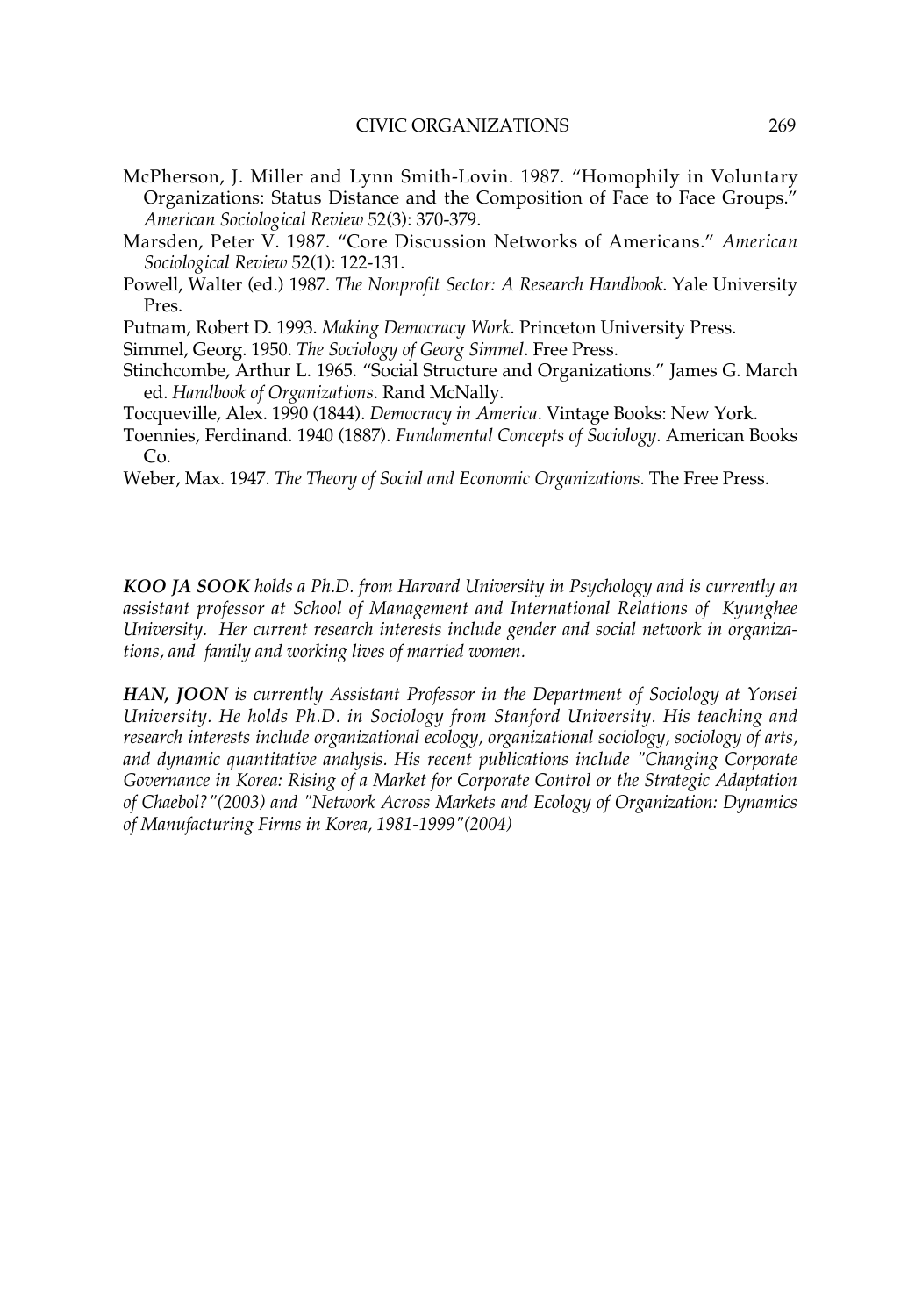McPherson, J. Miller and Lynn Smith-Lovin. 1987. "Homophily in Voluntary Organizations: Status Distance and the Composition of Face to Face Groups." *American Sociological Review* 52(3): 370-379.

Marsden, Peter V. 1987. "Core Discussion Networks of Americans." *American Sociological Review* 52(1): 122-131.

Powell, Walter (ed.) 1987. *The Nonprofit Sector: A Research Handbook*. Yale University Pres.

Putnam, Robert D. 1993. *Making Democracy Work*. Princeton University Press.

Simmel, Georg. 1950. *The Sociology of Georg Simmel*. Free Press.

Stinchcombe, Arthur L. 1965. "Social Structure and Organizations." James G. March ed. *Handbook of Organizations*. Rand McNally.

Tocqueville, Alex. 1990 (1844). *Democracy in America*. Vintage Books: New York.

Toennies, Ferdinand. 1940 (1887). *Fundamental Concepts of Sociology*. American Books Co.

Weber, Max. 1947. *The Theory of Social and Economic Organizations*. The Free Press.

***KOO JA SOOK*** *holds a Ph.D. from Harvard University in Psychology and is currently an assistant professor at School of Management and International Relations of Kyunghee University. Her current research interests include gender and social network in organizations, and family and working lives of married women.*

***HAN, JOON*** *is currently Assistant Professor in the Department of Sociology at Yonsei University. He holds Ph.D. in Sociology from Stanford University. His teaching and research interests include organizational ecology, organizational sociology, sociology of arts, and dynamic quantitative analysis. His recent publications include "Changing Corporate Governance in Korea: Rising of a Market for Corporate Control or the Strategic Adaptation of Chaebol?"(2003) and "Network Across Markets and Ecology of Organization: Dynamics of Manufacturing Firms in Korea, 1981-1999"(2004)*